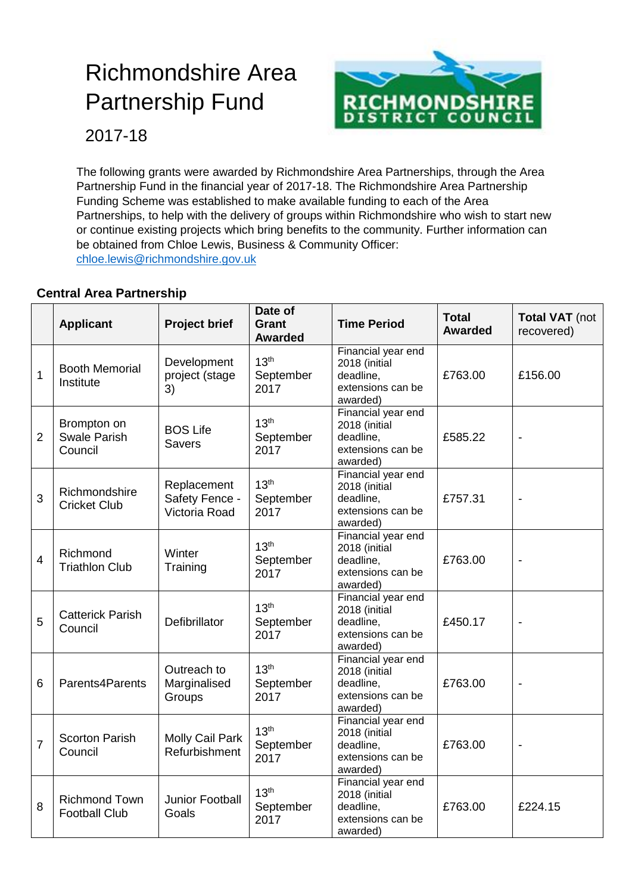# Richmondshire Area Partnership Fund

2017-18

The following grants were awarded by Richmondshire Area Partnerships, through the Area Partnership Fund in the financial year of 2017-18. The Richmondshire Area Partnership Funding Scheme was established to make available funding to each of the Area Partnerships, to help with the delivery of groups within Richmondshire who wish to start new or continue existing projects which bring benefits to the community. Further information can be obtained from Chloe Lewis, Business & Community Officer: chloe.lewis@richmondshire.gov.uk

## Central Area Partnership

| | Applicant | Project brief | Date of Grant Awarded | Time Period | Total Awarded | Total VAT (not recovered) |
|---|---|---|---|---|---|---|
| 1 | Booth Memorial Institute | Development project (stage 3) | 13th September 2017 | Financial year end 2018 (initial deadline, extensions can be awarded) | £763.00 | £156.00 |
| 2 | Brompton on Swale Parish Council | BOS Life Savers | 13th September 2017 | Financial year end 2018 (initial deadline, extensions can be awarded) | £585.22 | - |
| 3 | Richmondshire Cricket Club | Replacement Safety Fence - Victoria Road | 13th September 2017 | Financial year end 2018 (initial deadline, extensions can be awarded) | £757.31 | - |
| 4 | Richmond Triathlon Club | Winter Training | 13th September 2017 | Financial year end 2018 (initial deadline, extensions can be awarded) | £763.00 | - |
| 5 | Catterick Parish Council | Defibrillator | 13th September 2017 | Financial year end 2018 (initial deadline, extensions can be awarded) | £450.17 | - |
| 6 | Parents4Parents | Outreach to Marginalised Groups | 13th September 2017 | Financial year end 2018 (initial deadline, extensions can be awarded) | £763.00 | - |
| 7 | Scorton Parish Council | Molly Cail Park Refurbishment | 13th September 2017 | Financial year end 2018 (initial deadline, extensions can be awarded) | £763.00 | - |
| 8 | Richmond Town Football Club | Junior Football Goals | 13th September 2017 | Financial year end 2018 (initial deadline, extensions can be awarded) | £763.00 | £224.15 |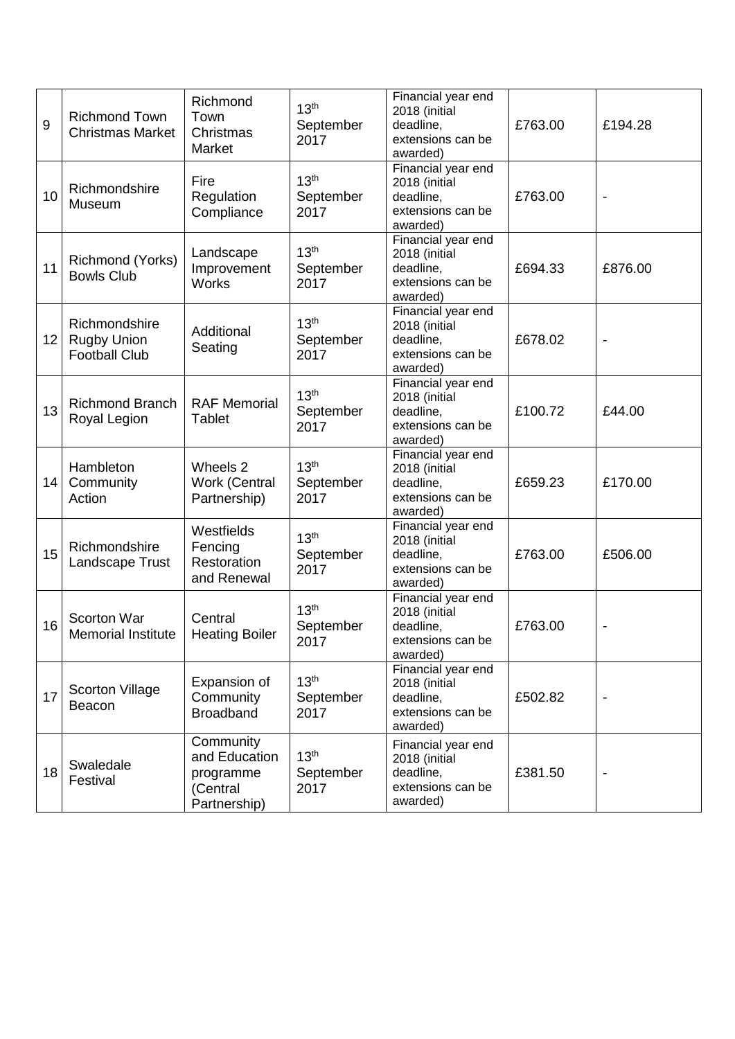| 9 | Richmond Town Christmas Market | Richmond Town Christmas Market | 13th September 2017 | Financial year end 2018 (initial deadline, extensions can be awarded) | £763.00 | £194.28 |
|---|---|---|---|---|---|---|
| 10 | Richmondshire Museum | Fire Regulation Compliance | 13th September 2017 | Financial year end 2018 (initial deadline, extensions can be awarded) | £763.00 | - |
| 11 | Richmond (Yorks) Bowls Club | Landscape Improvement Works | 13th September 2017 | Financial year end 2018 (initial deadline, extensions can be awarded) | £694.33 | £876.00 |
| 12 | Richmondshire Rugby Union Football Club | Additional Seating | 13th September 2017 | Financial year end 2018 (initial deadline, extensions can be awarded) | £678.02 | - |
| 13 | Richmond Branch Royal Legion | RAF Memorial Tablet | 13th September 2017 | Financial year end 2018 (initial deadline, extensions can be awarded) | £100.72 | £44.00 |
| 14 | Hambleton Community Action | Wheels 2 Work (Central Partnership) | 13th September 2017 | Financial year end 2018 (initial deadline, extensions can be awarded) | £659.23 | £170.00 |
| 15 | Richmondshire Landscape Trust | Westfields Fencing Restoration and Renewal | 13th September 2017 | Financial year end 2018 (initial deadline, extensions can be awarded) | £763.00 | £506.00 |
| 16 | Scorton War Memorial Institute | Central Heating Boiler | 13th September 2017 | Financial year end 2018 (initial deadline, extensions can be awarded) | £763.00 | - |
| 17 | Scorton Village Beacon | Expansion of Community Broadband | 13th September 2017 | Financial year end 2018 (initial deadline, extensions can be awarded) | £502.82 | - |
| 18 | Swaledale Festival | Community and Education programme (Central Partnership) | 13th September 2017 | Financial year end 2018 (initial deadline, extensions can be awarded) | £381.50 | - |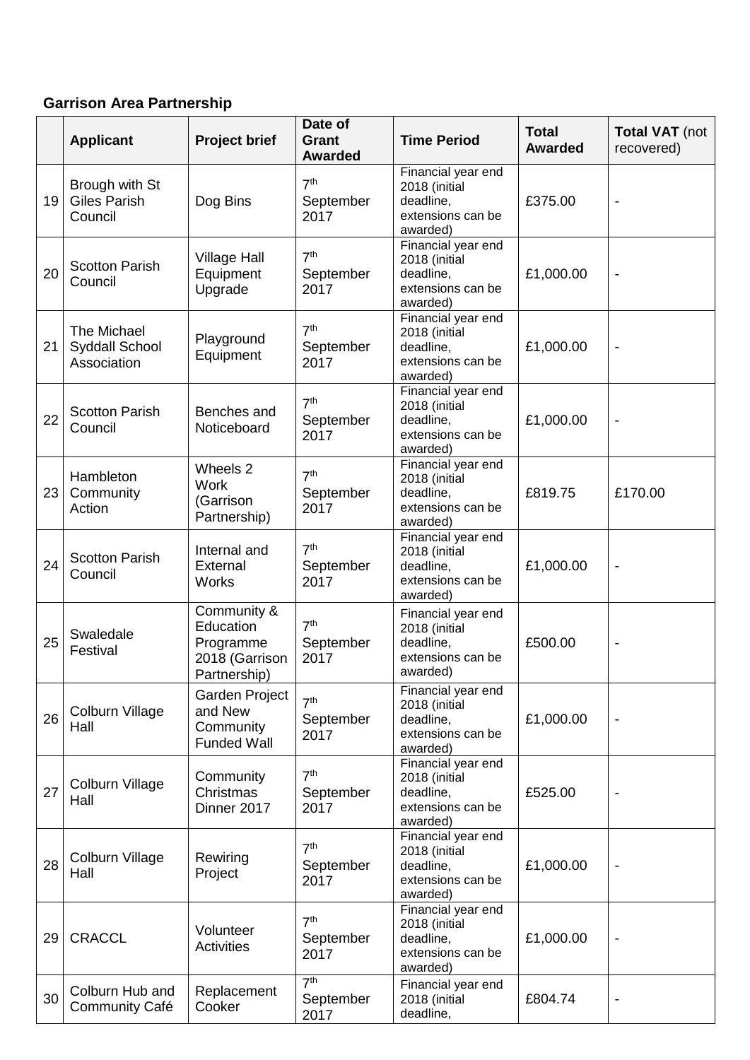**Garrison Area Partnership**

| | Applicant | Project brief | Date of Grant Awarded | Time Period | Total Awarded | Total VAT (not recovered) |
|---|---|---|---|---|---|---|
| 19 | Brough with St Giles Parish Council | Dog Bins | 7th September 2017 | Financial year end 2018 (initial deadline, extensions can be awarded) | £375.00 | - |
| 20 | Scotton Parish Council | Village Hall Equipment Upgrade | 7th September 2017 | Financial year end 2018 (initial deadline, extensions can be awarded) | £1,000.00 | - |
| 21 | The Michael Syddall School Association | Playground Equipment | 7th September 2017 | Financial year end 2018 (initial deadline, extensions can be awarded) | £1,000.00 | - |
| 22 | Scotton Parish Council | Benches and Noticeboard | 7th September 2017 | Financial year end 2018 (initial deadline, extensions can be awarded) | £1,000.00 | - |
| 23 | Hambleton Community Action | Wheels 2 Work (Garrison Partnership) | 7th September 2017 | Financial year end 2018 (initial deadline, extensions can be awarded) | £819.75 | £170.00 |
| 24 | Scotton Parish Council | Internal and External Works | 7th September 2017 | Financial year end 2018 (initial deadline, extensions can be awarded) | £1,000.00 | - |
| 25 | Swaledale Festival | Community & Education Programme 2018 (Garrison Partnership) | 7th September 2017 | Financial year end 2018 (initial deadline, extensions can be awarded) | £500.00 | - |
| 26 | Colburn Village Hall | Garden Project and New Community Funded Wall | 7th September 2017 | Financial year end 2018 (initial deadline, extensions can be awarded) | £1,000.00 | - |
| 27 | Colburn Village Hall | Community Christmas Dinner 2017 | 7th September 2017 | Financial year end 2018 (initial deadline, extensions can be awarded) | £525.00 | - |
| 28 | Colburn Village Hall | Rewiring Project | 7th September 2017 | Financial year end 2018 (initial deadline, extensions can be awarded) | £1,000.00 | - |
| 29 | CRACCL | Volunteer Activities | 7th September 2017 | Financial year end 2018 (initial deadline, extensions can be awarded) | £1,000.00 | - |
| 30 | Colburn Hub and Community Café | Replacement Cooker | 7th September 2017 | Financial year end 2018 (initial deadline, | £804.74 | - |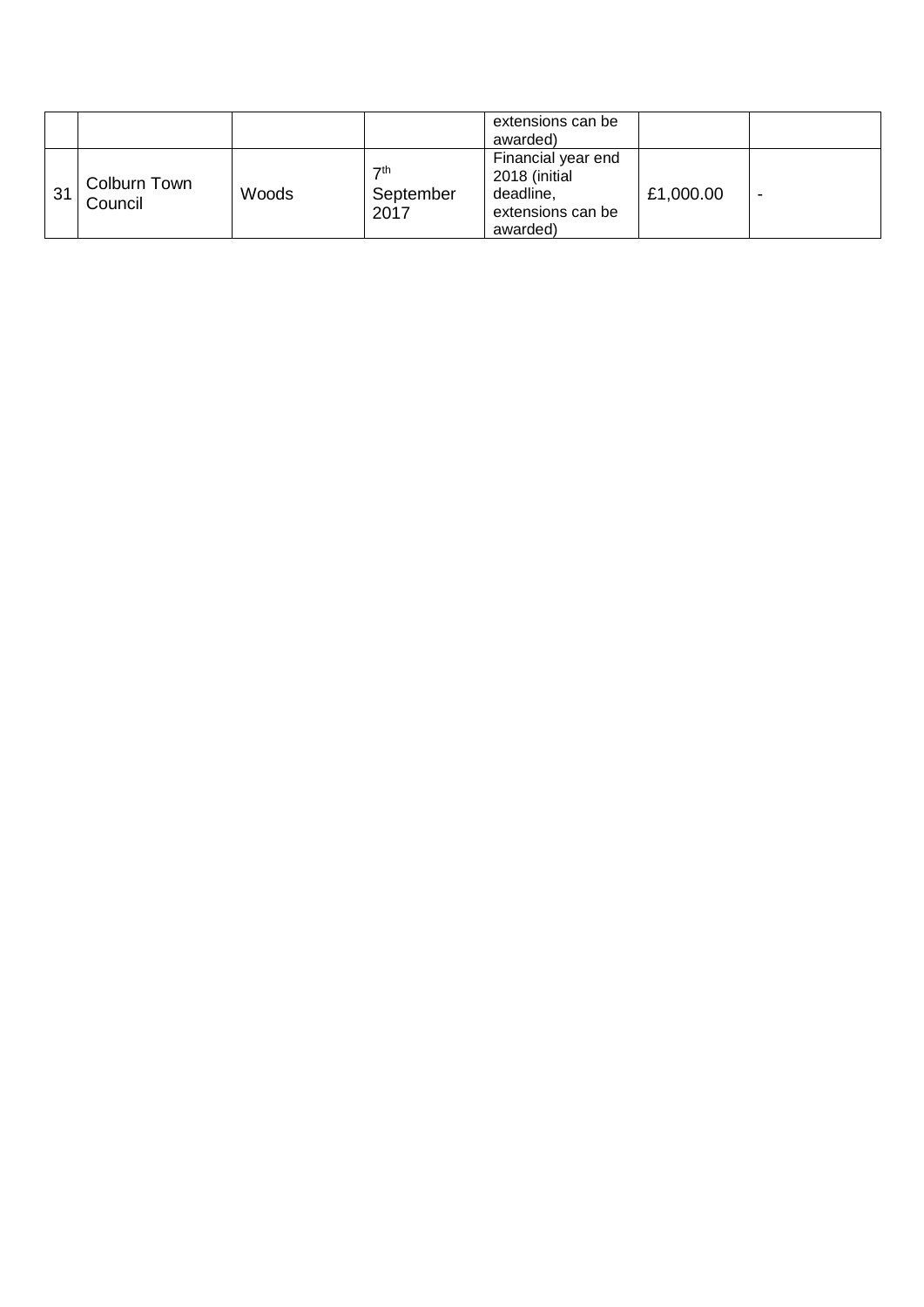| | | | | | | |
|---|---|---|---|---|---|---|
| | | | | extensions can be awarded) | | |
| 31 | Colburn Town Council | Woods | 7th September 2017 | Financial year end 2018 (initial deadline, extensions can be awarded) | £1,000.00 | - |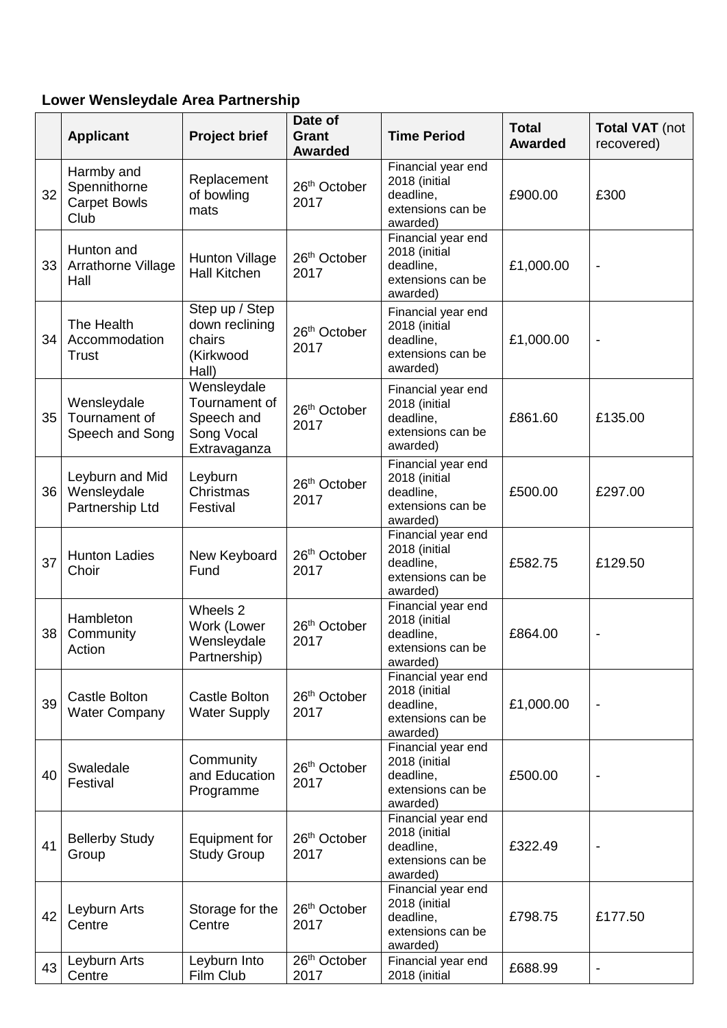**Lower Wensleydale Area Partnership**

| | Applicant | Project brief | Date of Grant Awarded | Time Period | Total Awarded | Total VAT (not recovered) |
|---|---|---|---|---|---|---|
| 32 | Harmby and Spennithorne Carpet Bowls Club | Replacement of bowling mats | 26th October 2017 | Financial year end 2018 (initial deadline, extensions can be awarded) | £900.00 | £300 |
| 33 | Hunton and Arrathorne Village Hall | Hunton Village Hall Kitchen | 26th October 2017 | Financial year end 2018 (initial deadline, extensions can be awarded) | £1,000.00 | - |
| 34 | The Health Accommodation Trust | Step up / Step down reclining chairs (Kirkwood Hall) | 26th October 2017 | Financial year end 2018 (initial deadline, extensions can be awarded) | £1,000.00 | - |
| 35 | Wensleydale Tournament of Speech and Song | Wensleydale Tournament of Speech and Song Vocal Extravaganza | 26th October 2017 | Financial year end 2018 (initial deadline, extensions can be awarded) | £861.60 | £135.00 |
| 36 | Leyburn and Mid Wensleydale Partnership Ltd | Leyburn Christmas Festival | 26th October 2017 | Financial year end 2018 (initial deadline, extensions can be awarded) | £500.00 | £297.00 |
| 37 | Hunton Ladies Choir | New Keyboard Fund | 26th October 2017 | Financial year end 2018 (initial deadline, extensions can be awarded) | £582.75 | £129.50 |
| 38 | Hambleton Community Action | Wheels 2 Work (Lower Wensleydale Partnership) | 26th October 2017 | Financial year end 2018 (initial deadline, extensions can be awarded) | £864.00 | - |
| 39 | Castle Bolton Water Company | Castle Bolton Water Supply | 26th October 2017 | Financial year end 2018 (initial deadline, extensions can be awarded) | £1,000.00 | - |
| 40 | Swaledale Festival | Community and Education Programme | 26th October 2017 | Financial year end 2018 (initial deadline, extensions can be awarded) | £500.00 | - |
| 41 | Bellerby Study Group | Equipment for Study Group | 26th October 2017 | Financial year end 2018 (initial deadline, extensions can be awarded) | £322.49 | - |
| 42 | Leyburn Arts Centre | Storage for the Centre | 26th October 2017 | Financial year end 2018 (initial deadline, extensions can be awarded) | £798.75 | £177.50 |
| 43 | Leyburn Arts Centre | Leyburn Into Film Club | 26th October 2017 | Financial year end 2018 (initial | £688.99 | - |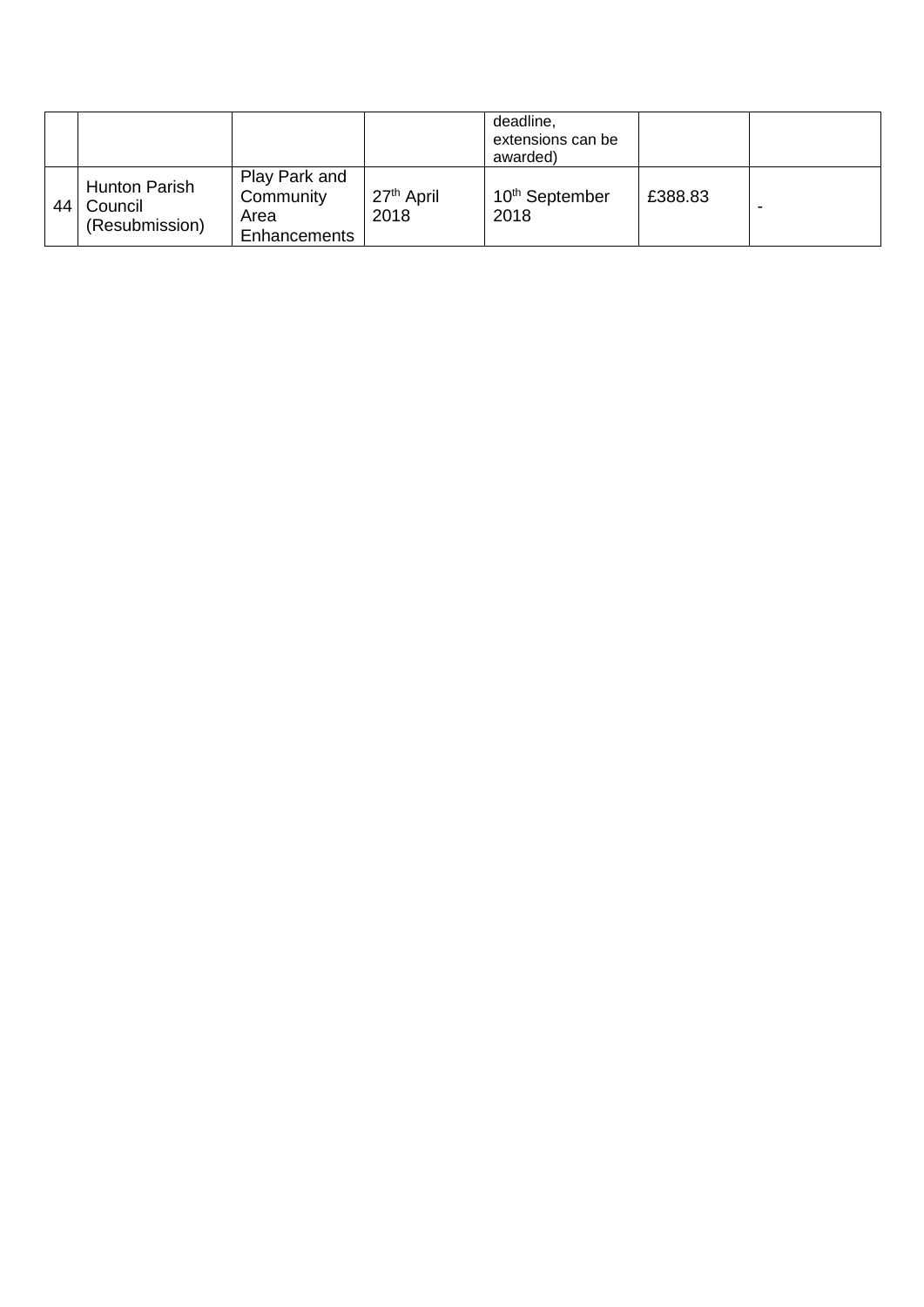| | | | | deadline, extensions can be awarded) | | |
|---|---|---|---|---|---|---|
| 44 | Hunton Parish Council (Resubmission) | Play Park and Community Area Enhancements | 27th April 2018 | 10th September 2018 | £388.83 | - |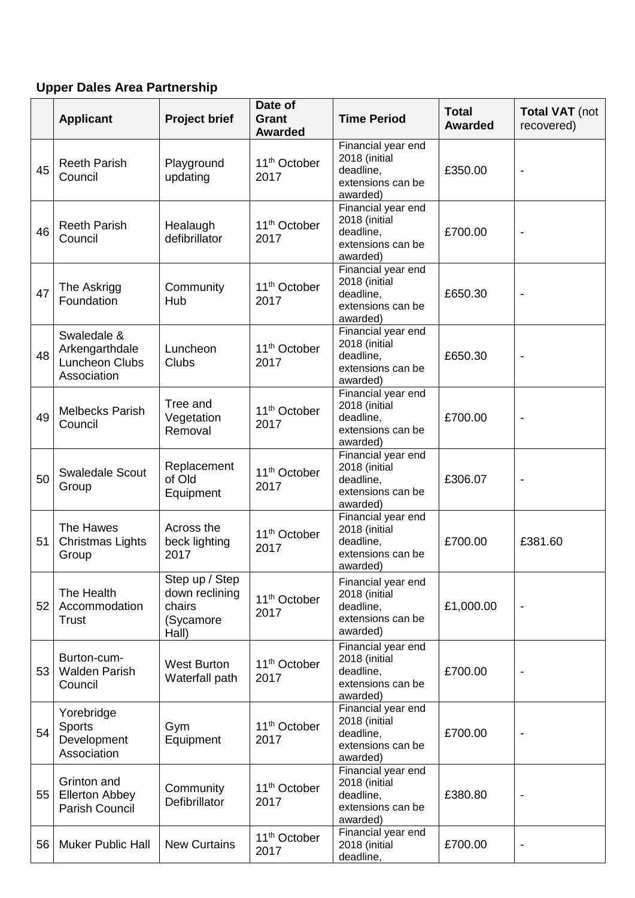**Upper Dales Area Partnership**

| | Applicant | Project brief | Date of Grant Awarded | Time Period | Total Awarded | Total VAT (not recovered) |
|---|---|---|---|---|---|---|
| 45 | Reeth Parish Council | Playground updating | 11th October 2017 | Financial year end 2018 (initial deadline, extensions can be awarded) | £350.00 | - |
| 46 | Reeth Parish Council | Healaugh defibrillator | 11th October 2017 | Financial year end 2018 (initial deadline, extensions can be awarded) | £700.00 | - |
| 47 | The Askrigg Foundation | Community Hub | 11th October 2017 | Financial year end 2018 (initial deadline, extensions can be awarded) | £650.30 | - |
| 48 | Swaledale & Arkengarthdale Luncheon Clubs Association | Luncheon Clubs | 11th October 2017 | Financial year end 2018 (initial deadline, extensions can be awarded) | £650.30 | - |
| 49 | Melbecks Parish Council | Tree and Vegetation Removal | 11th October 2017 | Financial year end 2018 (initial deadline, extensions can be awarded) | £700.00 | - |
| 50 | Swaledale Scout Group | Replacement of Old Equipment | 11th October 2017 | Financial year end 2018 (initial deadline, extensions can be awarded) | £306.07 | - |
| 51 | The Hawes Christmas Lights Group | Across the beck lighting 2017 | 11th October 2017 | Financial year end 2018 (initial deadline, extensions can be awarded) | £700.00 | £381.60 |
| 52 | The Health Accommodation Trust | Step up / Step down reclining chairs (Sycamore Hall) | 11th October 2017 | Financial year end 2018 (initial deadline, extensions can be awarded) | £1,000.00 | - |
| 53 | Burton-cum-Walden Parish Council | West Burton Waterfall path | 11th October 2017 | Financial year end 2018 (initial deadline, extensions can be awarded) | £700.00 | - |
| 54 | Yorebridge Sports Development Association | Gym Equipment | 11th October 2017 | Financial year end 2018 (initial deadline, extensions can be awarded) | £700.00 | - |
| 55 | Grinton and Ellerton Abbey Parish Council | Community Defibrillator | 11th October 2017 | Financial year end 2018 (initial deadline, extensions can be awarded) | £380.80 | - |
| 56 | Muker Public Hall | New Curtains | 11th October 2017 | Financial year end 2018 (initial deadline, | £700.00 | - |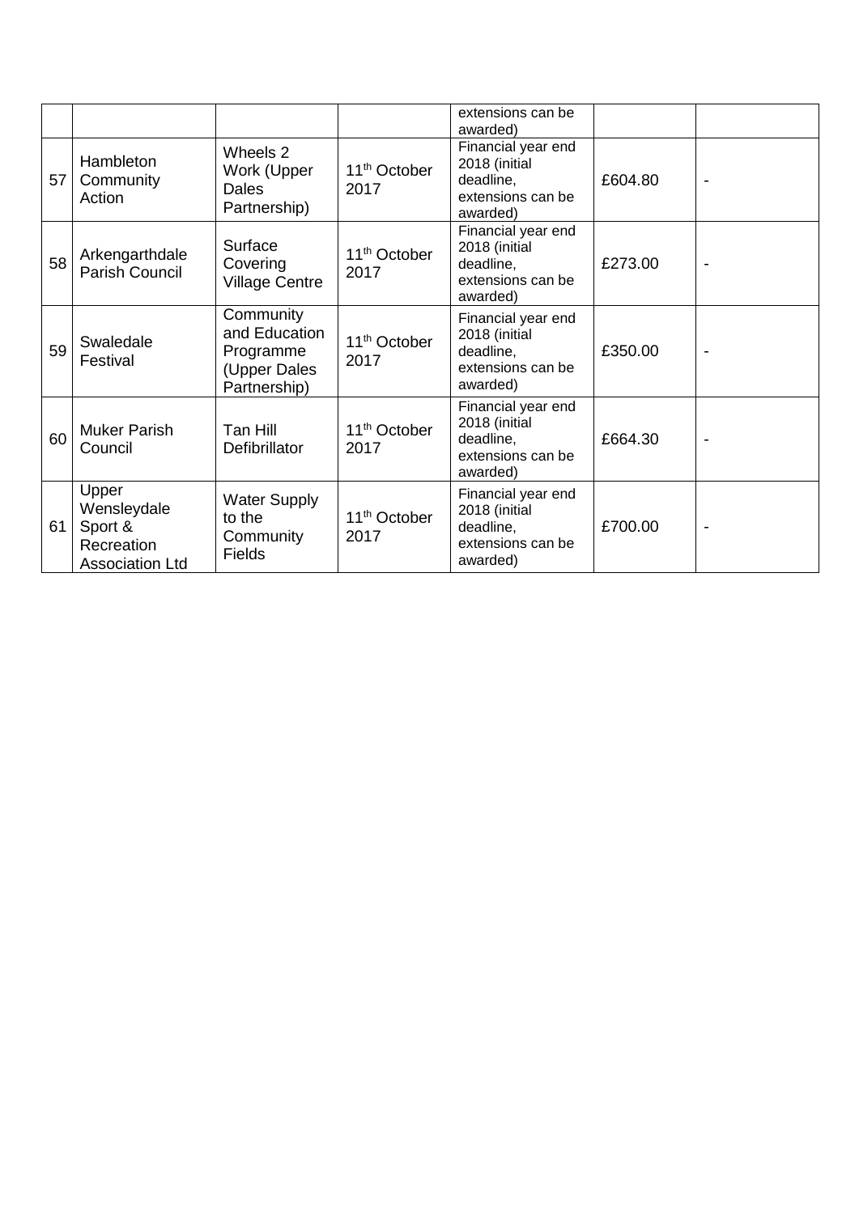| | | | | extensions can be awarded) | | |
|---|---|---|---|---|---|---|
| 57 | Hambleton Community Action | Wheels 2 Work (Upper Dales Partnership) | 11th October 2017 | Financial year end 2018 (initial deadline, extensions can be awarded) | £604.80 | - |
| 58 | Arkengarthdale Parish Council | Surface Covering Village Centre | 11th October 2017 | Financial year end 2018 (initial deadline, extensions can be awarded) | £273.00 | - |
| 59 | Swaledale Festival | Community and Education Programme (Upper Dales Partnership) | 11th October 2017 | Financial year end 2018 (initial deadline, extensions can be awarded) | £350.00 | - |
| 60 | Muker Parish Council | Tan Hill Defibrillator | 11th October 2017 | Financial year end 2018 (initial deadline, extensions can be awarded) | £664.30 | - |
| 61 | Upper Wensleydale Sport & Recreation Association Ltd | Water Supply to the Community Fields | 11th October 2017 | Financial year end 2018 (initial deadline, extensions can be awarded) | £700.00 | - |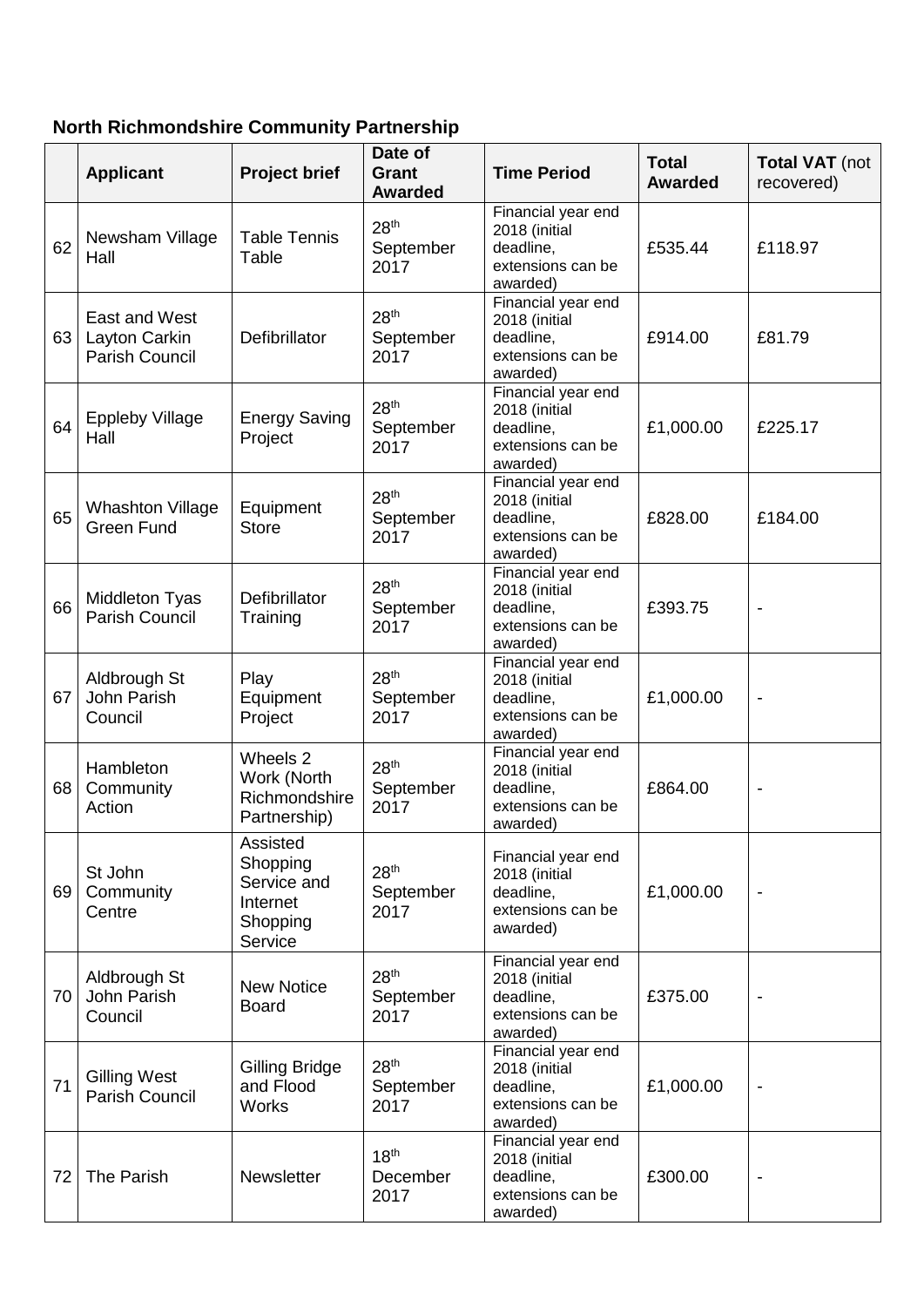**North Richmondshire Community Partnership**

| | Applicant | Project brief | Date of Grant Awarded | Time Period | Total Awarded | Total VAT (not recovered) |
|---|---|---|---|---|---|---|
| 62 | Newsham Village Hall | Table Tennis Table | 28th September 2017 | Financial year end 2018 (initial deadline, extensions can be awarded) | £535.44 | £118.97 |
| 63 | East and West Layton Carkin Parish Council | Defibrillator | 28th September 2017 | Financial year end 2018 (initial deadline, extensions can be awarded) | £914.00 | £81.79 |
| 64 | Eppleby Village Hall | Energy Saving Project | 28th September 2017 | Financial year end 2018 (initial deadline, extensions can be awarded) | £1,000.00 | £225.17 |
| 65 | Whashton Village Green Fund | Equipment Store | 28th September 2017 | Financial year end 2018 (initial deadline, extensions can be awarded) | £828.00 | £184.00 |
| 66 | Middleton Tyas Parish Council | Defibrillator Training | 28th September 2017 | Financial year end 2018 (initial deadline, extensions can be awarded) | £393.75 | - |
| 67 | Aldbrough St John Parish Council | Play Equipment Project | 28th September 2017 | Financial year end 2018 (initial deadline, extensions can be awarded) | £1,000.00 | - |
| 68 | Hambleton Community Action | Wheels 2 Work (North Richmondshire Partnership) | 28th September 2017 | Financial year end 2018 (initial deadline, extensions can be awarded) | £864.00 | - |
| 69 | St John Community Centre | Assisted Shopping Service and Internet Shopping Service | 28th September 2017 | Financial year end 2018 (initial deadline, extensions can be awarded) | £1,000.00 | - |
| 70 | Aldbrough St John Parish Council | New Notice Board | 28th September 2017 | Financial year end 2018 (initial deadline, extensions can be awarded) | £375.00 | - |
| 71 | Gilling West Parish Council | Gilling Bridge and Flood Works | 28th September 2017 | Financial year end 2018 (initial deadline, extensions can be awarded) | £1,000.00 | - |
| 72 | The Parish | Newsletter | 18th December 2017 | Financial year end 2018 (initial deadline, extensions can be awarded) | £300.00 | - |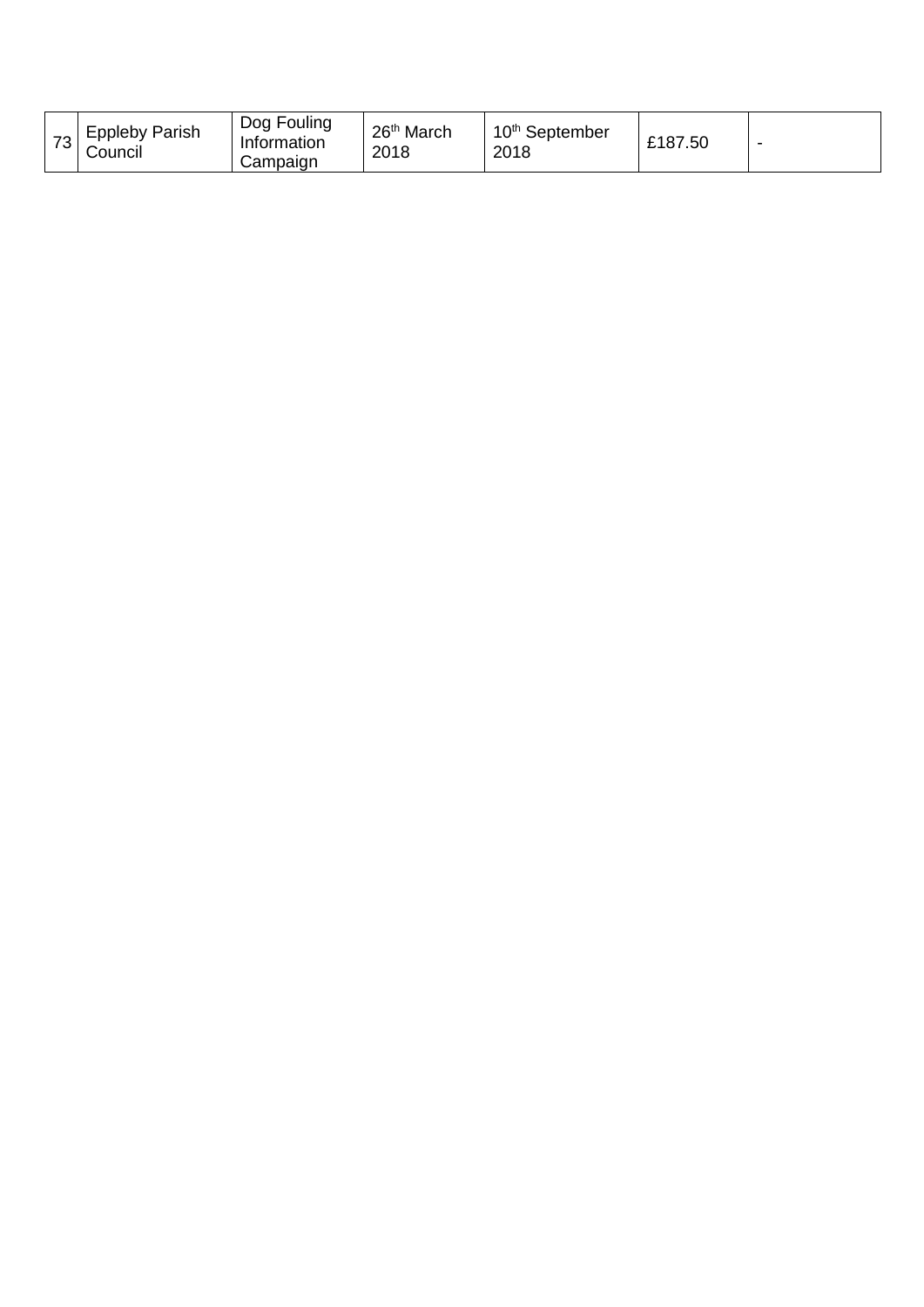| | | | | | | |
|---|---|---|---|---|---|---|
| 73 | Eppleby Parish Council | Dog Fouling Information Campaign | 26th March 2018 | 10th September 2018 | £187.50 | - |